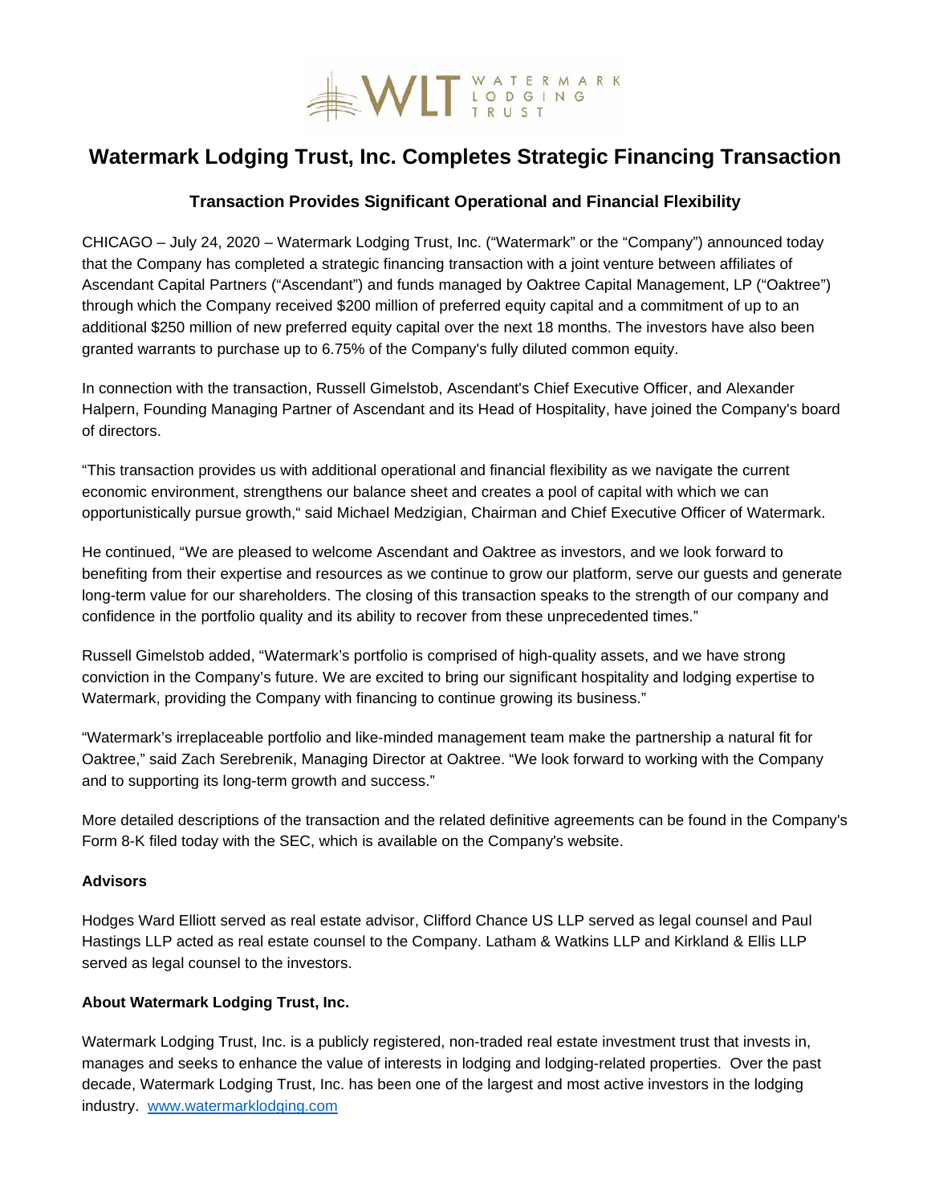# Watermark Lodging Trust, Inc. Completes Strategic Financing Transaction

## Transaction Provides Significant Operational and Financial Flexibility

CHICAGO – July 24, 2020 – Watermark Lodging Trust, Inc. ("Watermark" or the "Company") announced today that the Company has completed a strategic financing transaction with a joint venture between affiliates of Ascendant Capital Partners ("Ascendant") and funds managed by Oaktree Capital Management, LP ("Oaktree") through which the Company received $200 million of preferred equity capital and a commitment of up to an additional $250 million of new preferred equity capital over the next 18 months. The investors have also been granted warrants to purchase up to 6.75% of the Company's fully diluted common equity.

In connection with the transaction, Russell Gimelstob, Ascendant's Chief Executive Officer, and Alexander Halpern, Founding Managing Partner of Ascendant and its Head of Hospitality, have joined the Company's board of directors.

"This transaction provides us with additional operational and financial flexibility as we navigate the current economic environment, strengthens our balance sheet and creates a pool of capital with which we can opportunistically pursue growth," said Michael Medzigian, Chairman and Chief Executive Officer of Watermark.

He continued, "We are pleased to welcome Ascendant and Oaktree as investors, and we look forward to benefiting from their expertise and resources as we continue to grow our platform, serve our guests and generate long-term value for our shareholders. The closing of this transaction speaks to the strength of our company and confidence in the portfolio quality and its ability to recover from these unprecedented times."

Russell Gimelstob added, "Watermark's portfolio is comprised of high-quality assets, and we have strong conviction in the Company's future. We are excited to bring our significant hospitality and lodging expertise to Watermark, providing the Company with financing to continue growing its business."

"Watermark's irreplaceable portfolio and like-minded management team make the partnership a natural fit for Oaktree," said Zach Serebrenik, Managing Director at Oaktree. "We look forward to working with the Company and to supporting its long-term growth and success."

More detailed descriptions of the transaction and the related definitive agreements can be found in the Company's Form 8-K filed today with the SEC, which is available on the Company's website.

**Advisors**

Hodges Ward Elliott served as real estate advisor, Clifford Chance US LLP served as legal counsel and Paul Hastings LLP acted as real estate counsel to the Company. Latham & Watkins LLP and Kirkland & Ellis LLP served as legal counsel to the investors.

**About Watermark Lodging Trust, Inc.**

Watermark Lodging Trust, Inc. is a publicly registered, non-traded real estate investment trust that invests in, manages and seeks to enhance the value of interests in lodging and lodging-related properties. Over the past decade, Watermark Lodging Trust, Inc. has been one of the largest and most active investors in the lodging industry. www.watermarklodging.com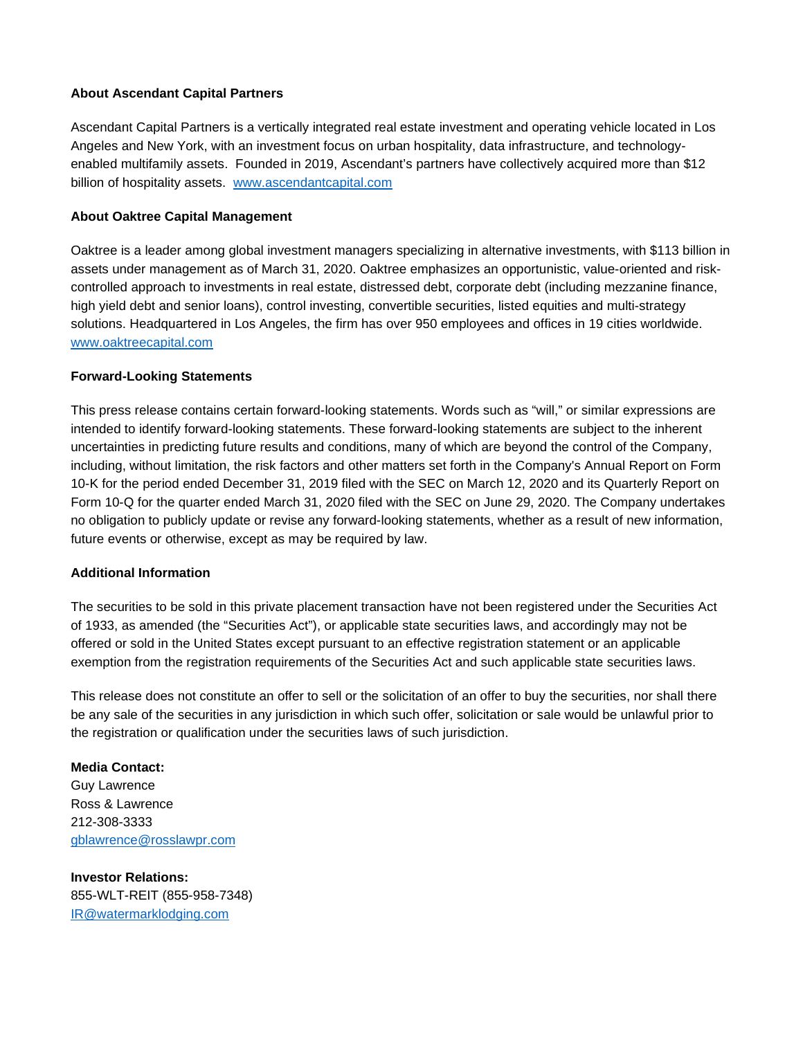**About Ascendant Capital Partners**

Ascendant Capital Partners is a vertically integrated real estate investment and operating vehicle located in Los Angeles and New York, with an investment focus on urban hospitality, data infrastructure, and technology-enabled multifamily assets. Founded in 2019, Ascendant's partners have collectively acquired more than $12 billion of hospitality assets. [www.ascendantcapital.com](http://www.ascendantcapital.com)

**About Oaktree Capital Management**

Oaktree is a leader among global investment managers specializing in alternative investments, with $113 billion in assets under management as of March 31, 2020. Oaktree emphasizes an opportunistic, value-oriented and risk-controlled approach to investments in real estate, distressed debt, corporate debt (including mezzanine finance, high yield debt and senior loans), control investing, convertible securities, listed equities and multi-strategy solutions. Headquartered in Los Angeles, the firm has over 950 employees and offices in 19 cities worldwide. [www.oaktreecapital.com](http://www.oaktreecapital.com)

**Forward-Looking Statements**

This press release contains certain forward-looking statements. Words such as "will," or similar expressions are intended to identify forward-looking statements. These forward-looking statements are subject to the inherent uncertainties in predicting future results and conditions, many of which are beyond the control of the Company, including, without limitation, the risk factors and other matters set forth in the Company's Annual Report on Form 10-K for the period ended December 31, 2019 filed with the SEC on March 12, 2020 and its Quarterly Report on Form 10-Q for the quarter ended March 31, 2020 filed with the SEC on June 29, 2020. The Company undertakes no obligation to publicly update or revise any forward-looking statements, whether as a result of new information, future events or otherwise, except as may be required by law.

**Additional Information**

The securities to be sold in this private placement transaction have not been registered under the Securities Act of 1933, as amended (the "Securities Act"), or applicable state securities laws, and accordingly may not be offered or sold in the United States except pursuant to an effective registration statement or an applicable exemption from the registration requirements of the Securities Act and such applicable state securities laws.

This release does not constitute an offer to sell or the solicitation of an offer to buy the securities, nor shall there be any sale of the securities in any jurisdiction in which such offer, solicitation or sale would be unlawful prior to the registration or qualification under the securities laws of such jurisdiction.

**Media Contact:**
Guy Lawrence
Ross & Lawrence
212-308-3333
[gblawrence@rosslawpr.com](mailto:gblawrence@rosslawpr.com)

**Investor Relations:**
855-WLT-REIT (855-958-7348)
[IR@watermarklodging.com](mailto:IR@watermarklodging.com)